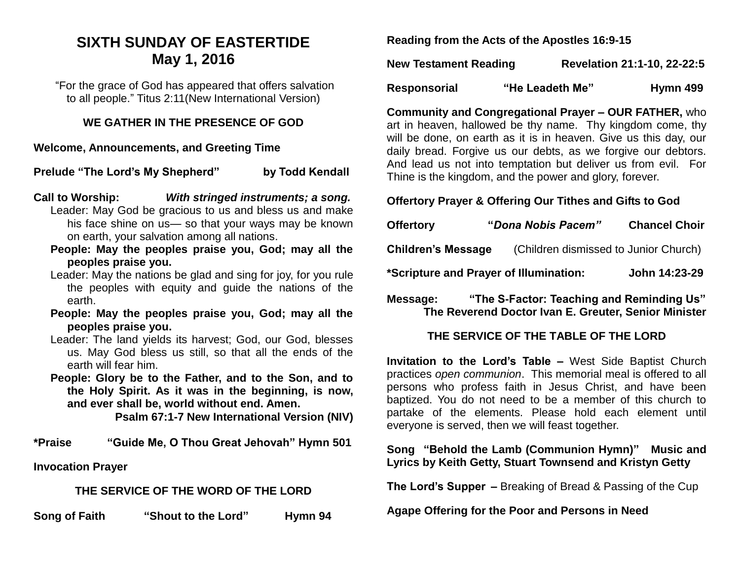# SIXTH SUNDAY OF EASTERTIDE
## May 1, 2016

"For the grace of God has appeared that offers salvation to all people." Titus 2:11(New International Version)

### WE GATHER IN THE PRESENCE OF GOD

**Welcome, Announcements, and Greeting Time**

**Prelude "The Lord's My Shepherd" by Todd Kendall**

**Call to Worship:** ***With stringed instruments; a song.***

Leader: May God be gracious to us and bless us and make his face shine on us— so that your ways may be known on earth, your salvation among all nations.

**People: May the peoples praise you, God; may all the peoples praise you.**

Leader: May the nations be glad and sing for joy, for you rule the peoples with equity and guide the nations of the earth.

**People: May the peoples praise you, God; may all the peoples praise you.**

Leader: The land yields its harvest; God, our God, blesses us. May God bless us still, so that all the ends of the earth will fear him.

**People: Glory be to the Father, and to the Son, and to the Holy Spirit. As it was in the beginning, is now, and ever shall be, world without end. Amen.**

**Psalm 67:1-7 New International Version (NIV)**

**\*Praise "Guide Me, O Thou Great Jehovah" Hymn 501**

**Invocation Prayer**

### THE SERVICE OF THE WORD OF THE LORD

**Song of Faith "Shout to the Lord" Hymn 94**

**Reading from the Acts of the Apostles 16:9-15**

**New Testament Reading Revelation 21:1-10, 22-22:5**

**Responsorial "He Leadeth Me" Hymn 499**

**Community and Congregational Prayer – OUR FATHER,** who art in heaven, hallowed be thy name. Thy kingdom come, thy will be done, on earth as it is in heaven. Give us this day, our daily bread. Forgive us our debts, as we forgive our debtors. And lead us not into temptation but deliver us from evil. For Thine is the kingdom, and the power and glory, forever.

**Offertory Prayer & Offering Our Tithes and Gifts to God**

**Offertory "*Dona Nobis Pacem*" Chancel Choir**

**Children's Message** (Children dismissed to Junior Church)

**\*Scripture and Prayer of Illumination: John 14:23-29**

**Message: "The S-Factor: Teaching and Reminding Us"**
**The Reverend Doctor Ivan E. Greuter, Senior Minister**

### THE SERVICE OF THE TABLE OF THE LORD

**Invitation to the Lord's Table –** West Side Baptist Church practices *open communion*. This memorial meal is offered to all persons who profess faith in Jesus Christ, and have been baptized. You do not need to be a member of this church to partake of the elements. Please hold each element until everyone is served, then we will feast together.

**Song "Behold the Lamb (Communion Hymn)" Music and Lyrics by Keith Getty, Stuart Townsend and Kristyn Getty**

**The Lord's Supper –** Breaking of Bread & Passing of the Cup

**Agape Offering for the Poor and Persons in Need**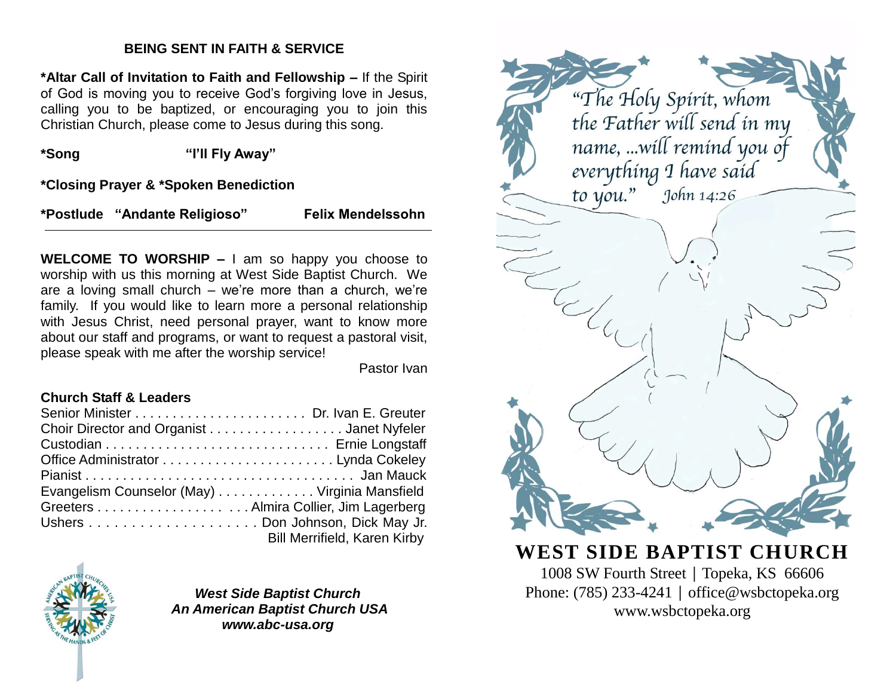## BEING SENT IN FAITH & SERVICE

**\*Altar Call of Invitation to Faith and Fellowship –** If the Spirit of God is moving you to receive God's forgiving love in Jesus, calling you to be baptized, or encouraging you to join this Christian Church, please come to Jesus during this song.

**\*Song "I'll Fly Away"**

**\*Closing Prayer & \*Spoken Benediction**

**\*Postlude "Andante Religioso" Felix Mendelssohn**

---

**WELCOME TO WORSHIP –** I am so happy you choose to worship with us this morning at West Side Baptist Church. We are a loving small church – we're more than a church, we're family. If you would like to learn more a personal relationship with Jesus Christ, need personal prayer, want to know more about our staff and programs, or want to request a pastoral visit, please speak with me after the worship service!

Pastor Ivan

**Church Staff & Leaders**

Senior Minister . . . . . . . . . . . . . . . . . . . . . . . Dr. Ivan E. Greuter
Choir Director and Organist . . . . . . . . . . . . . . . . . . Janet Nyfeler
Custodian . . . . . . . . . . . . . . . . . . . . . . . . . . . . . Ernie Longstaff
Office Administrator . . . . . . . . . . . . . . . . . . . . . . Lynda Cokeley
Pianist . . . . . . . . . . . . . . . . . . . . . . . . . . . . . . . . . . . Jan Mauck
Evangelism Counselor (May) . . . . . . . . . . . . . Virginia Mansfield
Greeters . . . . . . . . . . . . . . . . . . . . . Almira Collier, Jim Lagerberg
Ushers . . . . . . . . . . . . . . . . . . . . . Don Johnson, Dick May Jr.
Bill Merrifield, Karen Kirby

AMERICAN BAPTIST CHURCHES USA
SERVING AS THE HANDS & FEET OF CHRIST

***West Side Baptist Church***
***An American Baptist Church USA***
***www.abc-usa.org***

"The Holy Spirit, whom the Father will send in my name, ...will remind you of everything I have said to you." John 14:26

# WEST SIDE BAPTIST CHURCH

1008 SW Fourth Street | Topeka, KS 66606
Phone: (785) 233-4241 | office@wsbctopeka.org
www.wsbctopeka.org